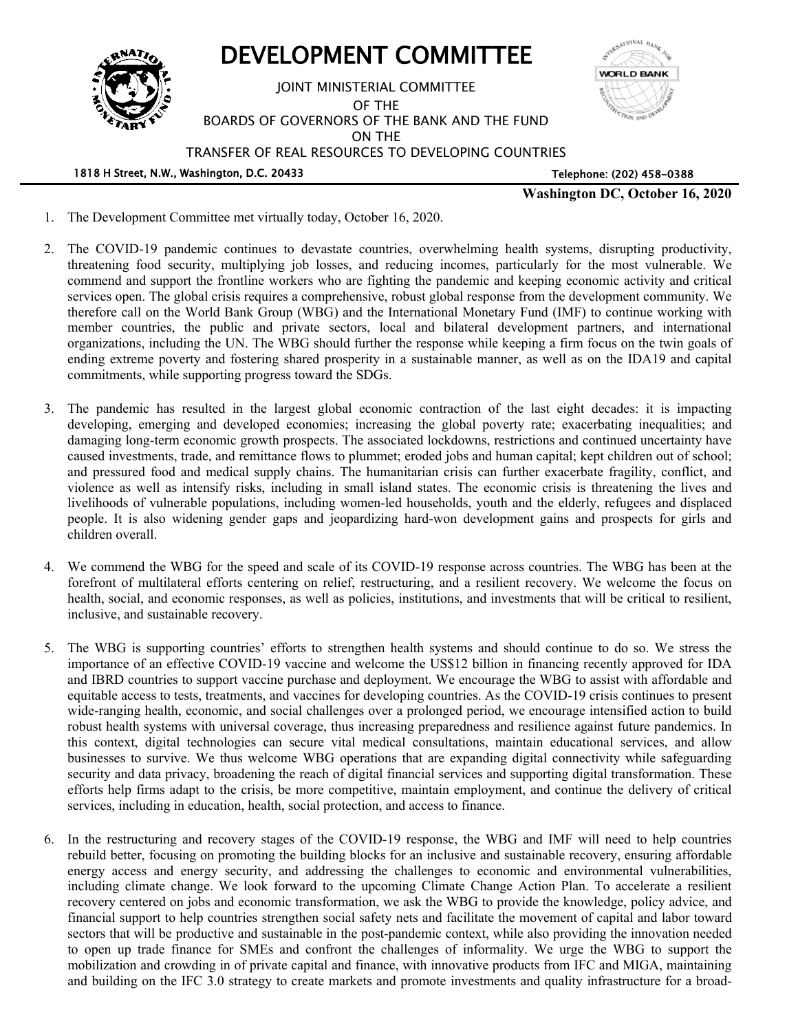# DEVELOPMENT COMMITTEE

JOINT MINISTERIAL COMMITTEE
OF THE
BOARDS OF GOVERNORS OF THE BANK AND THE FUND
ON THE
TRANSFER OF REAL RESOURCES TO DEVELOPING COUNTRIES

1818 H Street, N.W., Washington, D.C. 20433 Telephone: (202) 458-0388

**Washington DC, October 16, 2020**

1. The Development Committee met virtually today, October 16, 2020.

2. The COVID-19 pandemic continues to devastate countries, overwhelming health systems, disrupting productivity, threatening food security, multiplying job losses, and reducing incomes, particularly for the most vulnerable. We commend and support the frontline workers who are fighting the pandemic and keeping economic activity and critical services open. The global crisis requires a comprehensive, robust global response from the development community. We therefore call on the World Bank Group (WBG) and the International Monetary Fund (IMF) to continue working with member countries, the public and private sectors, local and bilateral development partners, and international organizations, including the UN. The WBG should further the response while keeping a firm focus on the twin goals of ending extreme poverty and fostering shared prosperity in a sustainable manner, as well as on the IDA19 and capital commitments, while supporting progress toward the SDGs.

3. The pandemic has resulted in the largest global economic contraction of the last eight decades: it is impacting developing, emerging and developed economies; increasing the global poverty rate; exacerbating inequalities; and damaging long-term economic growth prospects. The associated lockdowns, restrictions and continued uncertainty have caused investments, trade, and remittance flows to plummet; eroded jobs and human capital; kept children out of school; and pressured food and medical supply chains. The humanitarian crisis can further exacerbate fragility, conflict, and violence as well as intensify risks, including in small island states. The economic crisis is threatening the lives and livelihoods of vulnerable populations, including women-led households, youth and the elderly, refugees and displaced people. It is also widening gender gaps and jeopardizing hard-won development gains and prospects for girls and children overall.

4. We commend the WBG for the speed and scale of its COVID-19 response across countries. The WBG has been at the forefront of multilateral efforts centering on relief, restructuring, and a resilient recovery. We welcome the focus on health, social, and economic responses, as well as policies, institutions, and investments that will be critical to resilient, inclusive, and sustainable recovery.

5. The WBG is supporting countries' efforts to strengthen health systems and should continue to do so. We stress the importance of an effective COVID-19 vaccine and welcome the US$12 billion in financing recently approved for IDA and IBRD countries to support vaccine purchase and deployment. We encourage the WBG to assist with affordable and equitable access to tests, treatments, and vaccines for developing countries. As the COVID-19 crisis continues to present wide-ranging health, economic, and social challenges over a prolonged period, we encourage intensified action to build robust health systems with universal coverage, thus increasing preparedness and resilience against future pandemics. In this context, digital technologies can secure vital medical consultations, maintain educational services, and allow businesses to survive. We thus welcome WBG operations that are expanding digital connectivity while safeguarding security and data privacy, broadening the reach of digital financial services and supporting digital transformation. These efforts help firms adapt to the crisis, be more competitive, maintain employment, and continue the delivery of critical services, including in education, health, social protection, and access to finance.

6. In the restructuring and recovery stages of the COVID-19 response, the WBG and IMF will need to help countries rebuild better, focusing on promoting the building blocks for an inclusive and sustainable recovery, ensuring affordable energy access and energy security, and addressing the challenges to economic and environmental vulnerabilities, including climate change. We look forward to the upcoming Climate Change Action Plan. To accelerate a resilient recovery centered on jobs and economic transformation, we ask the WBG to provide the knowledge, policy advice, and financial support to help countries strengthen social safety nets and facilitate the movement of capital and labor toward sectors that will be productive and sustainable in the post-pandemic context, while also providing the innovation needed to open up trade finance for SMEs and confront the challenges of informality. We urge the WBG to support the mobilization and crowding in of private capital and finance, with innovative products from IFC and MIGA, maintaining and building on the IFC 3.0 strategy to create markets and promote investments and quality infrastructure for a broad-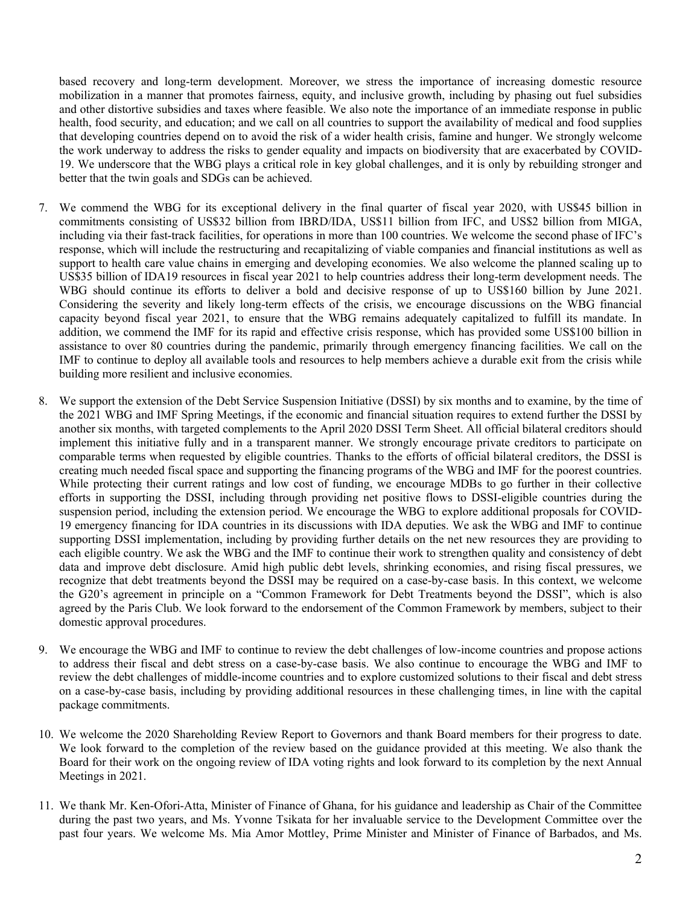based recovery and long-term development. Moreover, we stress the importance of increasing domestic resource mobilization in a manner that promotes fairness, equity, and inclusive growth, including by phasing out fuel subsidies and other distortive subsidies and taxes where feasible. We also note the importance of an immediate response in public health, food security, and education; and we call on all countries to support the availability of medical and food supplies that developing countries depend on to avoid the risk of a wider health crisis, famine and hunger. We strongly welcome the work underway to address the risks to gender equality and impacts on biodiversity that are exacerbated by COVID-19. We underscore that the WBG plays a critical role in key global challenges, and it is only by rebuilding stronger and better that the twin goals and SDGs can be achieved.

7. We commend the WBG for its exceptional delivery in the final quarter of fiscal year 2020, with US$45 billion in commitments consisting of US$32 billion from IBRD/IDA, US$11 billion from IFC, and US$2 billion from MIGA, including via their fast-track facilities, for operations in more than 100 countries. We welcome the second phase of IFC's response, which will include the restructuring and recapitalizing of viable companies and financial institutions as well as support to health care value chains in emerging and developing economies. We also welcome the planned scaling up to US$35 billion of IDA19 resources in fiscal year 2021 to help countries address their long-term development needs. The WBG should continue its efforts to deliver a bold and decisive response of up to US$160 billion by June 2021. Considering the severity and likely long-term effects of the crisis, we encourage discussions on the WBG financial capacity beyond fiscal year 2021, to ensure that the WBG remains adequately capitalized to fulfill its mandate. In addition, we commend the IMF for its rapid and effective crisis response, which has provided some US$100 billion in assistance to over 80 countries during the pandemic, primarily through emergency financing facilities. We call on the IMF to continue to deploy all available tools and resources to help members achieve a durable exit from the crisis while building more resilient and inclusive economies.

8. We support the extension of the Debt Service Suspension Initiative (DSSI) by six months and to examine, by the time of the 2021 WBG and IMF Spring Meetings, if the economic and financial situation requires to extend further the DSSI by another six months, with targeted complements to the April 2020 DSSI Term Sheet. All official bilateral creditors should implement this initiative fully and in a transparent manner. We strongly encourage private creditors to participate on comparable terms when requested by eligible countries. Thanks to the efforts of official bilateral creditors, the DSSI is creating much needed fiscal space and supporting the financing programs of the WBG and IMF for the poorest countries. While protecting their current ratings and low cost of funding, we encourage MDBs to go further in their collective efforts in supporting the DSSI, including through providing net positive flows to DSSI-eligible countries during the suspension period, including the extension period. We encourage the WBG to explore additional proposals for COVID-19 emergency financing for IDA countries in its discussions with IDA deputies. We ask the WBG and IMF to continue supporting DSSI implementation, including by providing further details on the net new resources they are providing to each eligible country. We ask the WBG and the IMF to continue their work to strengthen quality and consistency of debt data and improve debt disclosure. Amid high public debt levels, shrinking economies, and rising fiscal pressures, we recognize that debt treatments beyond the DSSI may be required on a case-by-case basis. In this context, we welcome the G20's agreement in principle on a "Common Framework for Debt Treatments beyond the DSSI", which is also agreed by the Paris Club. We look forward to the endorsement of the Common Framework by members, subject to their domestic approval procedures.

9. We encourage the WBG and IMF to continue to review the debt challenges of low-income countries and propose actions to address their fiscal and debt stress on a case-by-case basis. We also continue to encourage the WBG and IMF to review the debt challenges of middle-income countries and to explore customized solutions to their fiscal and debt stress on a case-by-case basis, including by providing additional resources in these challenging times, in line with the capital package commitments.

10. We welcome the 2020 Shareholding Review Report to Governors and thank Board members for their progress to date. We look forward to the completion of the review based on the guidance provided at this meeting. We also thank the Board for their work on the ongoing review of IDA voting rights and look forward to its completion by the next Annual Meetings in 2021.

11. We thank Mr. Ken-Ofori-Atta, Minister of Finance of Ghana, for his guidance and leadership as Chair of the Committee during the past two years, and Ms. Yvonne Tsikata for her invaluable service to the Development Committee over the past four years. We welcome Ms. Mia Amor Mottley, Prime Minister and Minister of Finance of Barbados, and Ms.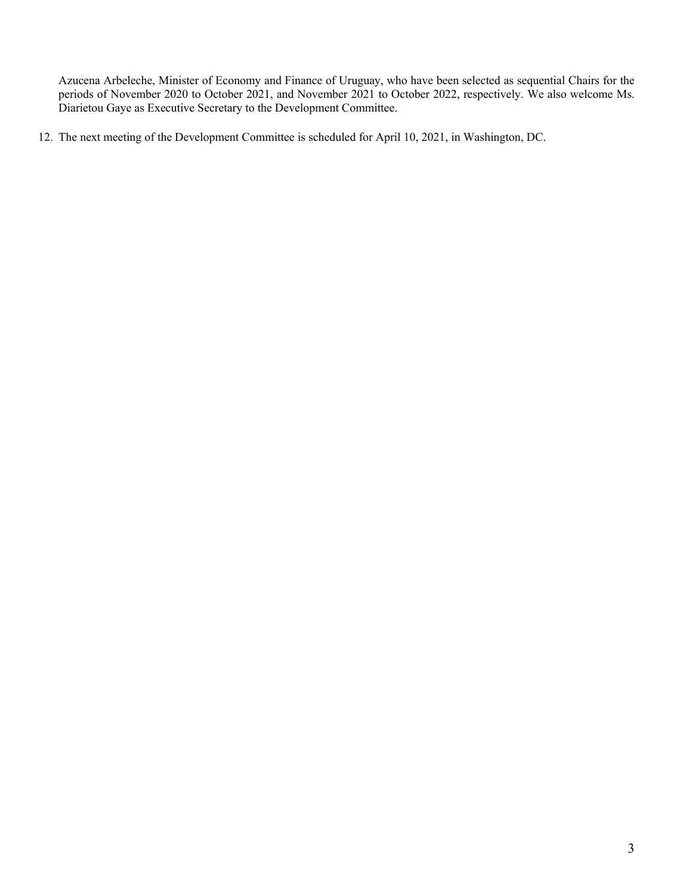Azucena Arbeleche, Minister of Economy and Finance of Uruguay, who have been selected as sequential Chairs for the periods of November 2020 to October 2021, and November 2021 to October 2022, respectively. We also welcome Ms. Diarietou Gaye as Executive Secretary to the Development Committee.

12. The next meeting of the Development Committee is scheduled for April 10, 2021, in Washington, DC.